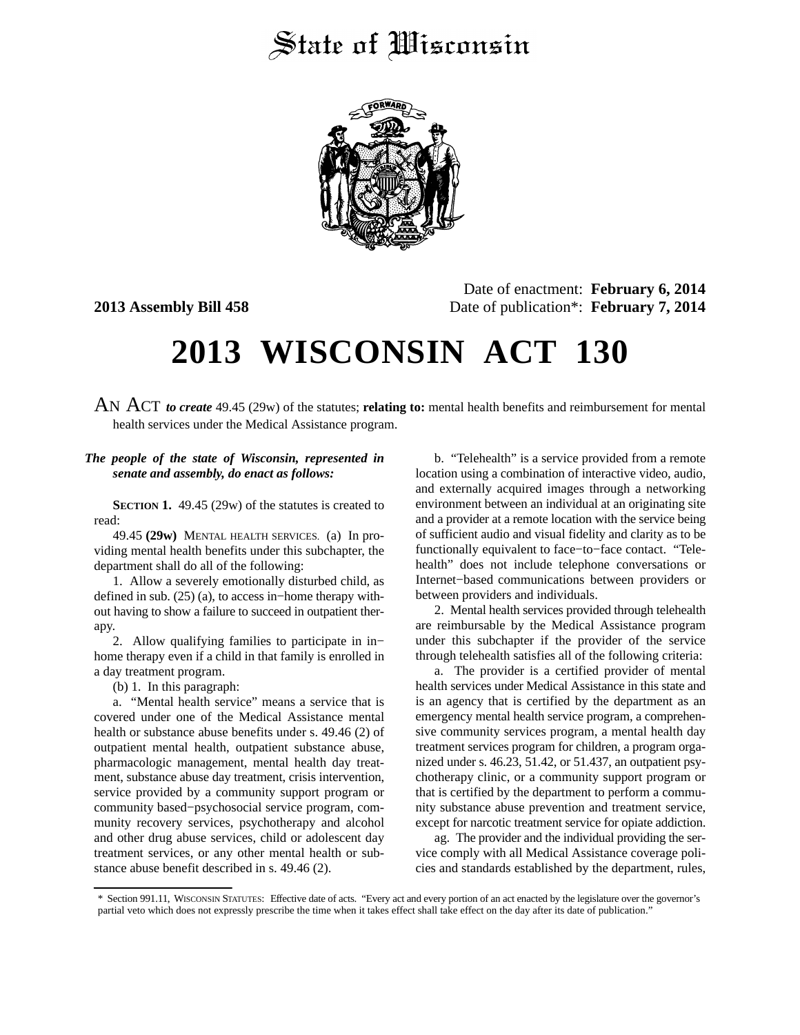# State of Wisconsin

**2013 Assembly Bill 458**

Date of enactment: **February 6, 2014**
Date of publication*: **February 7, 2014**

# 2013 WISCONSIN ACT 130

AN ACT ***to create*** 49.45 (29w) of the statutes; **relating to:** mental health benefits and reimbursement for mental health services under the Medical Assistance program.

***The people of the state of Wisconsin, represented in senate and assembly, do enact as follows:***

**SECTION 1.** 49.45 (29w) of the statutes is created to read:

49.45 **(29w)** MENTAL HEALTH SERVICES. (a) In providing mental health benefits under this subchapter, the department shall do all of the following:

1. Allow a severely emotionally disturbed child, as defined in sub. (25) (a), to access in−home therapy without having to show a failure to succeed in outpatient therapy.

2. Allow qualifying families to participate in in−home therapy even if a child in that family is enrolled in a day treatment program.

(b) 1. In this paragraph:

a. "Mental health service" means a service that is covered under one of the Medical Assistance mental health or substance abuse benefits under s. 49.46 (2) of outpatient mental health, outpatient substance abuse, pharmacologic management, mental health day treatment, substance abuse day treatment, crisis intervention, service provided by a community support program or community based−psychosocial service program, community recovery services, psychotherapy and alcohol and other drug abuse services, child or adolescent day treatment services, or any other mental health or substance abuse benefit described in s. 49.46 (2).

b. "Telehealth" is a service provided from a remote location using a combination of interactive video, audio, and externally acquired images through a networking environment between an individual at an originating site and a provider at a remote location with the service being of sufficient audio and visual fidelity and clarity as to be functionally equivalent to face−to−face contact. "Telehealth" does not include telephone conversations or Internet−based communications between providers or between providers and individuals.

2. Mental health services provided through telehealth are reimbursable by the Medical Assistance program under this subchapter if the provider of the service through telehealth satisfies all of the following criteria:

a. The provider is a certified provider of mental health services under Medical Assistance in this state and is an agency that is certified by the department as an emergency mental health service program, a comprehensive community services program, a mental health day treatment services program for children, a program organized under s. 46.23, 51.42, or 51.437, an outpatient psychotherapy clinic, or a community support program or that is certified by the department to perform a community substance abuse prevention and treatment service, except for narcotic treatment service for opiate addiction.

ag. The provider and the individual providing the service comply with all Medical Assistance coverage policies and standards established by the department, rules,

\* Section 991.11, WISCONSIN STATUTES: Effective date of acts. "Every act and every portion of an act enacted by the legislature over the governor's partial veto which does not expressly prescribe the time when it takes effect shall take effect on the day after its date of publication."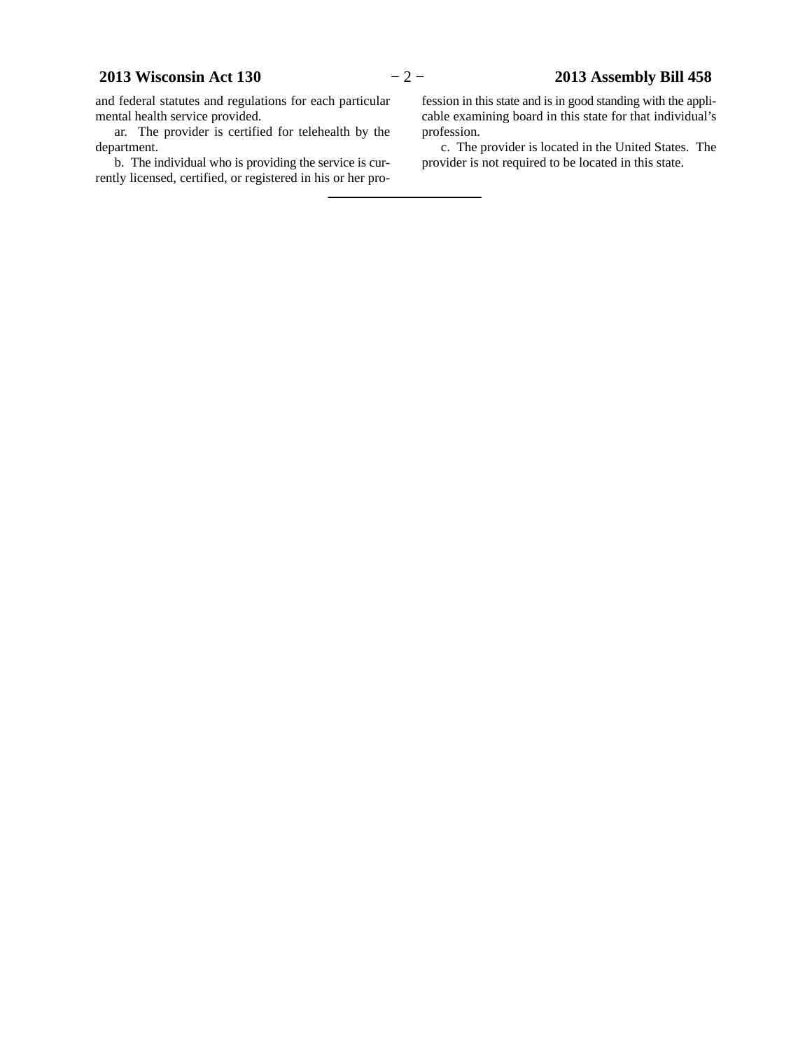and federal statutes and regulations for each particular mental health service provided.

ar. The provider is certified for telehealth by the department.

b. The individual who is providing the service is currently licensed, certified, or registered in his or her profession in this state and is in good standing with the applicable examining board in this state for that individual's profession.

c. The provider is located in the United States. The provider is not required to be located in this state.